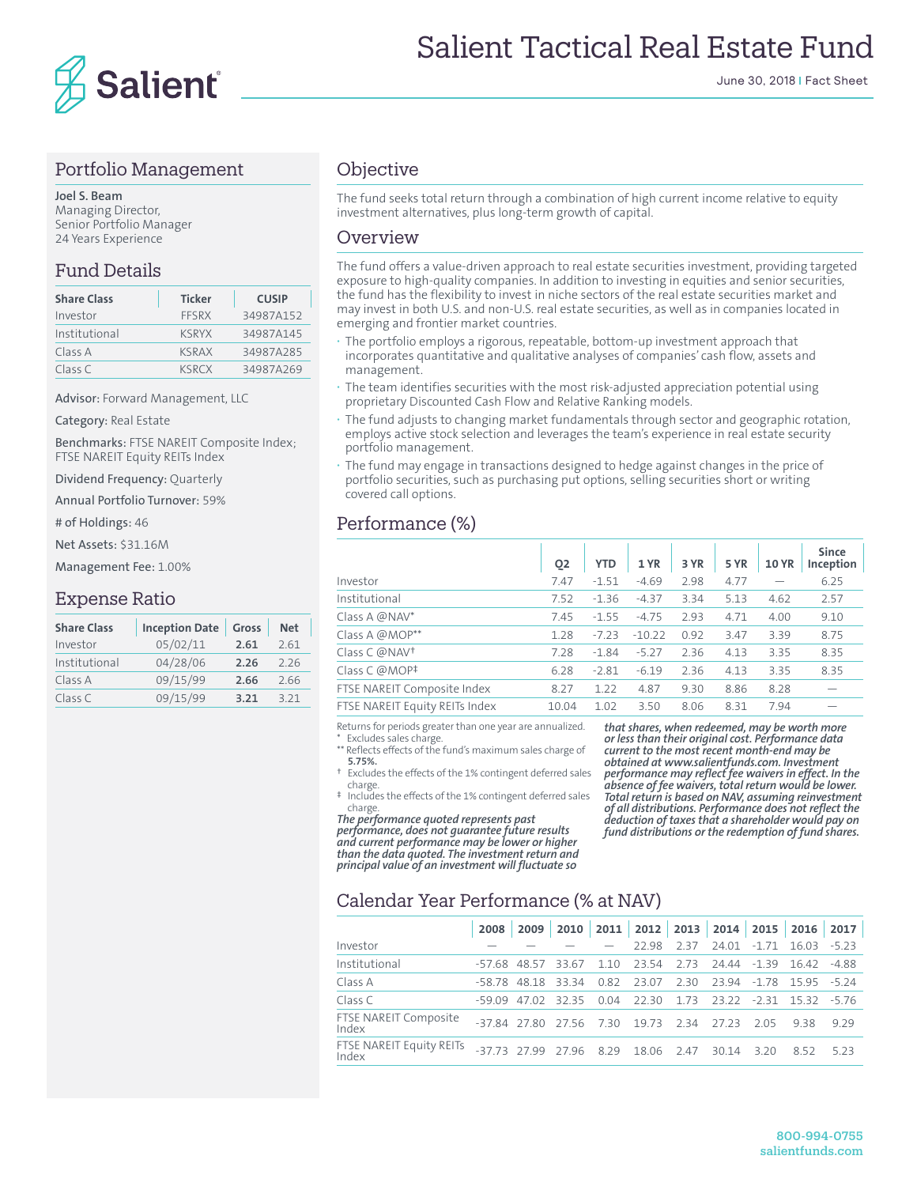# Salient Tactical Real Estate Fund

June 30, 2018 | Fact Sheet

## Portfolio Management

**Joel S. Beam**
Managing Director,
Senior Portfolio Manager
24 Years Experience

## Fund Details

| Share Class | Ticker | CUSIP |
|---|---|---|
| Investor | FFSRX | 34987A152 |
| Institutional | KSRYX | 34987A145 |
| Class A | KSRAX | 34987A285 |
| Class C | KSRCX | 34987A269 |

**Advisor:** Forward Management, LLC

**Category:** Real Estate

**Benchmarks:** FTSE NAREIT Composite Index; FTSE NAREIT Equity REITs Index

**Dividend Frequency:** Quarterly

**Annual Portfolio Turnover:** 59%

**# of Holdings:** 46

**Net Assets:** $31.16M

**Management Fee:** 1.00%

## Expense Ratio

| Share Class | Inception Date | Gross | Net |
|---|---|---|---|
| Investor | 05/02/11 | **2.61** | 2.61 |
| Institutional | 04/28/06 | **2.26** | 2.26 |
| Class A | 09/15/99 | **2.66** | 2.66 |
| Class C | 09/15/99 | **3.21** | 3.21 |

## Objective

The fund seeks total return through a combination of high current income relative to equity investment alternatives, plus long-term growth of capital.

## Overview

The fund offers a value-driven approach to real estate securities investment, providing targeted exposure to high-quality companies. In addition to investing in equities and senior securities, the fund has the flexibility to invest in niche sectors of the real estate securities market and may invest in both U.S. and non-U.S. real estate securities, as well as in companies located in emerging and frontier market countries.

- The portfolio employs a rigorous, repeatable, bottom-up investment approach that incorporates quantitative and qualitative analyses of companies' cash flow, assets and management.
- The team identifies securities with the most risk-adjusted appreciation potential using proprietary Discounted Cash Flow and Relative Ranking models.
- The fund adjusts to changing market fundamentals through sector and geographic rotation, employs active stock selection and leverages the team's experience in real estate security portfolio management.
- The fund may engage in transactions designed to hedge against changes in the price of portfolio securities, such as purchasing put options, selling securities short or writing covered call options.

## Performance (%)

| | Q2 | YTD | 1 YR | 3 YR | 5 YR | 10 YR | Since Inception |
|---|---|---|---|---|---|---|---|
| Investor | 7.47 | -1.51 | -4.69 | 2.98 | 4.77 | — | 6.25 |
| Institutional | 7.52 | -1.36 | -4.37 | 3.34 | 5.13 | 4.62 | 2.57 |
| Class A @NAV* | 7.45 | -1.55 | -4.75 | 2.93 | 4.71 | 4.00 | 9.10 |
| Class A @MOP** | 1.28 | -7.23 | -10.22 | 0.92 | 3.47 | 3.39 | 8.75 |
| Class C @NAV† | 7.28 | -1.84 | -5.27 | 2.36 | 4.13 | 3.35 | 8.35 |
| Class C @MOP‡ | 6.28 | -2.81 | -6.19 | 2.36 | 4.13 | 3.35 | 8.35 |
| FTSE NAREIT Composite Index | 8.27 | 1.22 | 4.87 | 9.30 | 8.86 | 8.28 | — |
| FTSE NAREIT Equity REITs Index | 10.04 | 1.02 | 3.50 | 8.06 | 8.31 | 7.94 | — |

Returns for periods greater than one year are annualized.
\* Excludes sales charge.
\*\* Reflects effects of the fund's maximum sales charge of **5.75%**.
† Excludes the effects of the 1% contingent deferred sales charge.
‡ Includes the effects of the 1% contingent deferred sales charge.

***The performance quoted represents past performance, does not guarantee future results and current performance may be lower or higher than the data quoted. The investment return and principal value of an investment will fluctuate so that shares, when redeemed, may be worth more or less than their original cost. Performance data current to the most recent month-end may be obtained at www.salientfunds.com. Investment performance may reflect fee waivers in effect. In the absence of fee waivers, total return would be lower. Total return is based on NAV, assuming reinvestment of all distributions. Performance does not reflect the deduction of taxes that a shareholder would pay on fund distributions or the redemption of fund shares.***

## Calendar Year Performance (% at NAV)

| | 2008 | 2009 | 2010 | 2011 | 2012 | 2013 | 2014 | 2015 | 2016 | 2017 |
|---|---|---|---|---|---|---|---|---|---|---|
| Investor | — | — | — | — | 22.98 | 2.37 | 24.01 | -1.71 | 16.03 | -5.23 |
| Institutional | -57.68 | 48.57 | 33.67 | 1.10 | 23.54 | 2.73 | 24.44 | -1.39 | 16.42 | -4.88 |
| Class A | -58.78 | 48.18 | 33.34 | 0.82 | 23.07 | 2.30 | 23.94 | -1.78 | 15.95 | -5.24 |
| Class C | -59.09 | 47.02 | 32.35 | 0.04 | 22.30 | 1.73 | 23.22 | -2.31 | 15.32 | -5.76 |
| FTSE NAREIT Composite Index | -37.84 | 27.80 | 27.56 | 7.30 | 19.73 | 2.34 | 27.23 | 2.05 | 9.38 | 9.29 |
| FTSE NAREIT Equity REITs Index | -37.73 | 27.99 | 27.96 | 8.29 | 18.06 | 2.47 | 30.14 | 3.20 | 8.52 | 5.23 |

800-994-0755
salientfunds.com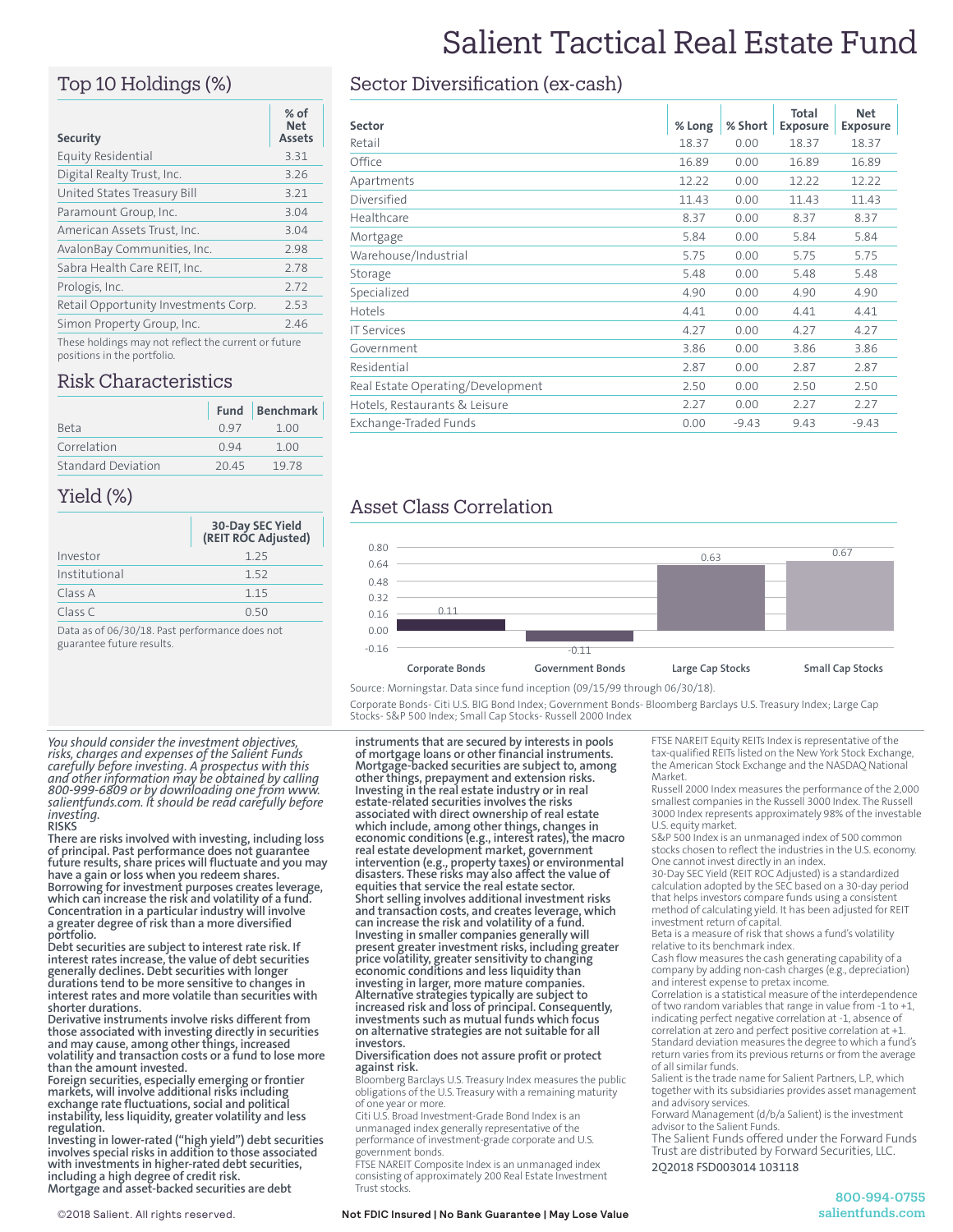# Salient Tactical Real Estate Fund

## Top 10 Holdings (%)

| Security | % of Net Assets |
|---|---|
| Equity Residential | 3.31 |
| Digital Realty Trust, Inc. | 3.26 |
| United States Treasury Bill | 3.21 |
| Paramount Group, Inc. | 3.04 |
| American Assets Trust, Inc. | 3.04 |
| AvalonBay Communities, Inc. | 2.98 |
| Sabra Health Care REIT, Inc. | 2.78 |
| Prologis, Inc. | 2.72 |
| Retail Opportunity Investments Corp. | 2.53 |
| Simon Property Group, Inc. | 2.46 |

These holdings may not reflect the current or future positions in the portfolio.

## Risk Characteristics

| | Fund | Benchmark |
|---|---|---|
| Beta | 0.97 | 1.00 |
| Correlation | 0.94 | 1.00 |
| Standard Deviation | 20.45 | 19.78 |

## Yield (%)

| | 30-Day SEC Yield (REIT ROC Adjusted) |
|---|---|
| Investor | 1.25 |
| Institutional | 1.52 |
| Class A | 1.15 |
| Class C | 0.50 |

Data as of 06/30/18. Past performance does not guarantee future results.

## Sector Diversification (ex-cash)

| Sector | % Long | % Short | Total Exposure | Net Exposure |
|---|---|---|---|---|
| Retail | 18.37 | 0.00 | 18.37 | 18.37 |
| Office | 16.89 | 0.00 | 16.89 | 16.89 |
| Apartments | 12.22 | 0.00 | 12.22 | 12.22 |
| Diversified | 11.43 | 0.00 | 11.43 | 11.43 |
| Healthcare | 8.37 | 0.00 | 8.37 | 8.37 |
| Mortgage | 5.84 | 0.00 | 5.84 | 5.84 |
| Warehouse/Industrial | 5.75 | 0.00 | 5.75 | 5.75 |
| Storage | 5.48 | 0.00 | 5.48 | 5.48 |
| Specialized | 4.90 | 0.00 | 4.90 | 4.90 |
| Hotels | 4.41 | 0.00 | 4.41 | 4.41 |
| IT Services | 4.27 | 0.00 | 4.27 | 4.27 |
| Government | 3.86 | 0.00 | 3.86 | 3.86 |
| Residential | 2.87 | 0.00 | 2.87 | 2.87 |
| Real Estate Operating/Development | 2.50 | 0.00 | 2.50 | 2.50 |
| Hotels, Restaurants & Leisure | 2.27 | 0.00 | 2.27 | 2.27 |
| Exchange-Traded Funds | 0.00 | -9.43 | 9.43 | -9.43 |

## Asset Class Correlation

0.80
0.64
0.48
0.32
0.16
0.00
-0.16

Corporate Bonds 0.11
Government Bonds -0.11
Large Cap Stocks 0.63
Small Cap Stocks 0.67

Source: Morningstar. Data since fund inception (09/15/99 through 06/30/18).

Corporate Bonds- Citi U.S. BIG Bond Index; Government Bonds- Bloomberg Barclays U.S. Treasury Index; Large Cap Stocks- S&P 500 Index; Small Cap Stocks- Russell 2000 Index

*You should consider the investment objectives, risks, charges and expenses of the Salient Funds carefully before investing. A prospectus with this and other information may be obtained by calling 800-999-6809 or by downloading one from www.salientfunds.com. It should be read carefully before investing.*

**RISKS**

**There are risks involved with investing, including loss of principal. Past performance does not guarantee future results, share prices will fluctuate and you may have a gain or loss when you redeem shares.**

**Borrowing for investment purposes creates leverage, which can increase the risk and volatility of a fund.**

**Concentration in a particular industry will involve a greater degree of risk than a more diversified portfolio.**

**Debt securities are subject to interest rate risk. If interest rates increase, the value of debt securities generally declines. Debt securities with longer durations tend to be more sensitive to changes in interest rates and more volatile than securities with shorter durations.**

**Derivative instruments involve risks different from those associated with investing directly in securities and may cause, among other things, increased volatility and transaction costs or a fund to lose more than the amount invested.**

**Foreign securities, especially emerging or frontier markets, will involve additional risks including exchange rate fluctuations, social and political instability, less liquidity, greater volatility and less regulation.**

**Investing in lower-rated ("high yield") debt securities involves special risks in addition to those associated with investments in higher-rated debt securities, including a high degree of credit risk.**

**Mortgage and asset-backed securities are debt instruments that are secured by interests in pools of mortgage loans or other financial instruments. Mortgage-backed securities are subject to, among other things, prepayment and extension risks.**

**Investing in the real estate industry or in real estate-related securities involves the risks associated with direct ownership of real estate which include, among other things, changes in economic conditions (e.g., interest rates), the macro real estate development market, government intervention (e.g., property taxes) or environmental disasters. These risks may also affect the value of equities that service the real estate sector.**

**Short selling involves additional investment risks and transaction costs, and creates leverage, which can increase the risk and volatility of a fund.**

**Investing in smaller companies generally will present greater investment risks, including greater price volatility, greater sensitivity to changing economic conditions and less liquidity than investing in larger, more mature companies.**

**Alternative strategies typically are subject to increased risk and loss of principal. Consequently, investments such as mutual funds which focus on alternative strategies are not suitable for all investors.**

**Diversification does not assure profit or protect against risk.**

Bloomberg Barclays U.S. Treasury Index measures the public obligations of the U.S. Treasury with a remaining maturity of one year or more.

Citi U.S. Broad Investment-Grade Bond Index is an unmanaged index generally representative of the performance of investment-grade corporate and U.S. government bonds.

FTSE NAREIT Composite Index is an unmanaged index consisting of approximately 200 Real Estate Investment Trust stocks.

FTSE NAREIT Equity REITs Index is representative of the tax-qualified REITs listed on the New York Stock Exchange, the American Stock Exchange and the NASDAQ National Market.

Russell 2000 Index measures the performance of the 2,000 smallest companies in the Russell 3000 Index. The Russell 3000 Index represents approximately 98% of the investable U.S. equity market.

S&P 500 Index is an unmanaged index of 500 common stocks chosen to reflect the industries in the U.S. economy. One cannot invest directly in an index.

30-Day SEC Yield (REIT ROC Adjusted) is a standardized calculation adopted by the SEC based on a 30-day period that helps investors compare funds using a consistent method of calculating yield. It has been adjusted for REIT investment return of capital.

Beta is a measure of risk that shows a fund's volatility relative to its benchmark index.

Cash flow measures the cash generating capability of a company by adding non-cash charges (e.g., depreciation) and interest expense to pretax income.

Correlation is a statistical measure of the interdependence of two random variables that range in value from -1 to +1, indicating perfect negative correlation at -1, absence of correlation at zero and perfect positive correlation at +1.

Standard deviation measures the degree to which a fund's return varies from its previous returns or from the average of all similar funds.

Salient is the trade name for Salient Partners, L.P., which together with its subsidiaries provides asset management and advisory services.

Forward Management (d/b/a Salient) is the investment advisor to the Salient Funds.

The Salient Funds offered under the Forward Funds Trust are distributed by Forward Securities, LLC.

2Q2018 FSD003014 103118

800-994-0755
salientfunds.com

©2018 Salient. All rights reserved.

**Not FDIC Insured | No Bank Guarantee | May Lose Value**